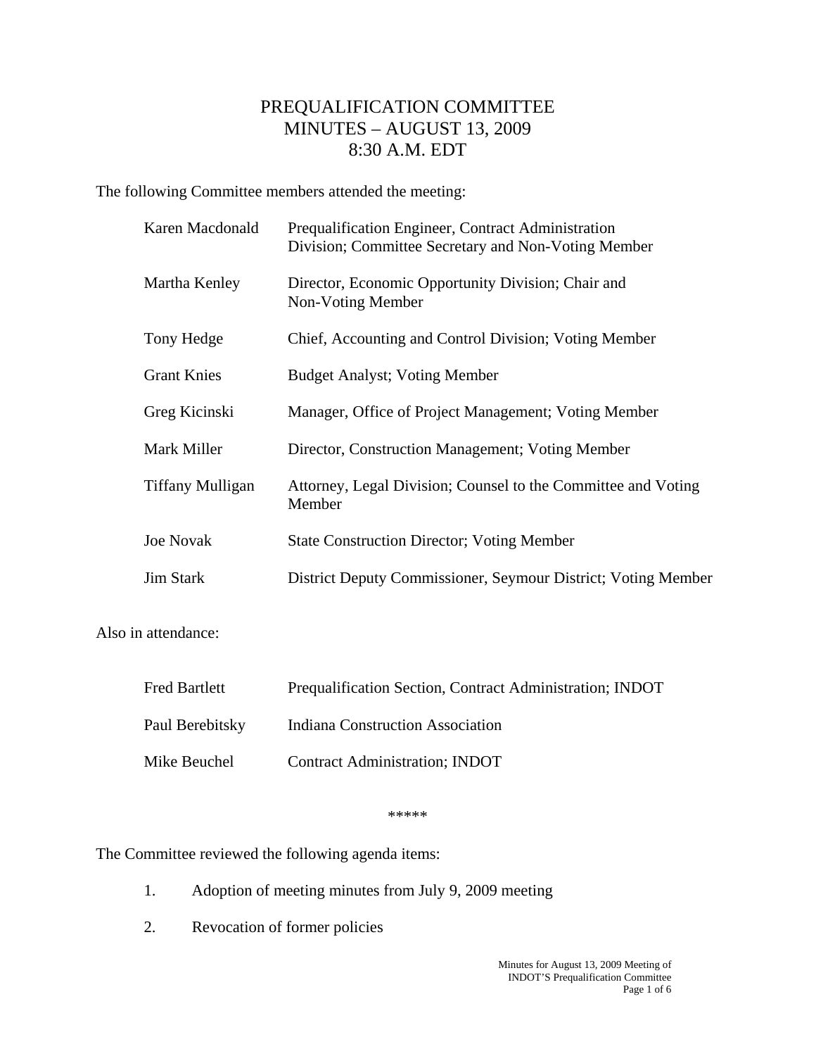# PREQUALIFICATION COMMITTEE
# MINUTES – AUGUST 13, 2009
# 8:30 A.M. EDT

The following Committee members attended the meeting:

| | |
|---|---|
| Karen Macdonald | Prequalification Engineer, Contract Administration Division; Committee Secretary and Non-Voting Member |
| Martha Kenley | Director, Economic Opportunity Division; Chair and Non-Voting Member |
| Tony Hedge | Chief, Accounting and Control Division; Voting Member |
| Grant Knies | Budget Analyst; Voting Member |
| Greg Kicinski | Manager, Office of Project Management; Voting Member |
| Mark Miller | Director, Construction Management; Voting Member |
| Tiffany Mulligan | Attorney, Legal Division; Counsel to the Committee and Voting Member |
| Joe Novak | State Construction Director; Voting Member |
| Jim Stark | District Deputy Commissioner, Seymour District; Voting Member |

Also in attendance:

| | |
|---|---|
| Fred Bartlett | Prequalification Section, Contract Administration; INDOT |
| Paul Berebitsky | Indiana Construction Association |
| Mike Beuchel | Contract Administration; INDOT |

*****

The Committee reviewed the following agenda items:

1. Adoption of meeting minutes from July 9, 2009 meeting
2. Revocation of former policies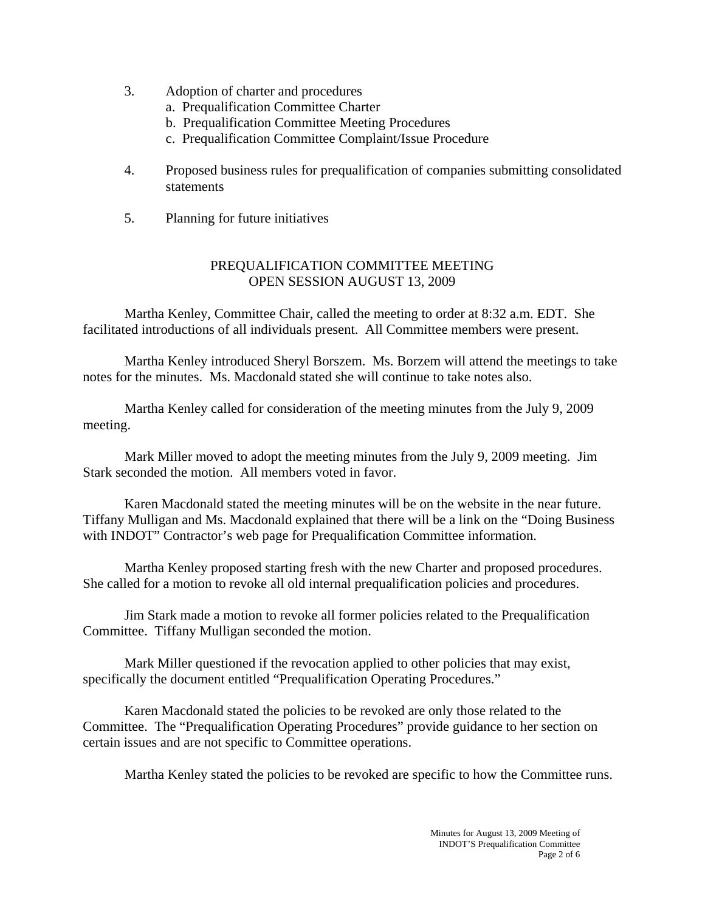3. Adoption of charter and procedures
   a. Prequalification Committee Charter
   b. Prequalification Committee Meeting Procedures
   c. Prequalification Committee Complaint/Issue Procedure

4. Proposed business rules for prequalification of companies submitting consolidated statements

5. Planning for future initiatives

## PREQUALIFICATION COMMITTEE MEETING
## OPEN SESSION AUGUST 13, 2009

Martha Kenley, Committee Chair, called the meeting to order at 8:32 a.m. EDT. She facilitated introductions of all individuals present. All Committee members were present.

Martha Kenley introduced Sheryl Borszem. Ms. Borzem will attend the meetings to take notes for the minutes. Ms. Macdonald stated she will continue to take notes also.

Martha Kenley called for consideration of the meeting minutes from the July 9, 2009 meeting.

Mark Miller moved to adopt the meeting minutes from the July 9, 2009 meeting. Jim Stark seconded the motion. All members voted in favor.

Karen Macdonald stated the meeting minutes will be on the website in the near future. Tiffany Mulligan and Ms. Macdonald explained that there will be a link on the "Doing Business with INDOT" Contractor's web page for Prequalification Committee information.

Martha Kenley proposed starting fresh with the new Charter and proposed procedures. She called for a motion to revoke all old internal prequalification policies and procedures.

Jim Stark made a motion to revoke all former policies related to the Prequalification Committee. Tiffany Mulligan seconded the motion.

Mark Miller questioned if the revocation applied to other policies that may exist, specifically the document entitled "Prequalification Operating Procedures."

Karen Macdonald stated the policies to be revoked are only those related to the Committee. The "Prequalification Operating Procedures" provide guidance to her section on certain issues and are not specific to Committee operations.

Martha Kenley stated the policies to be revoked are specific to how the Committee runs.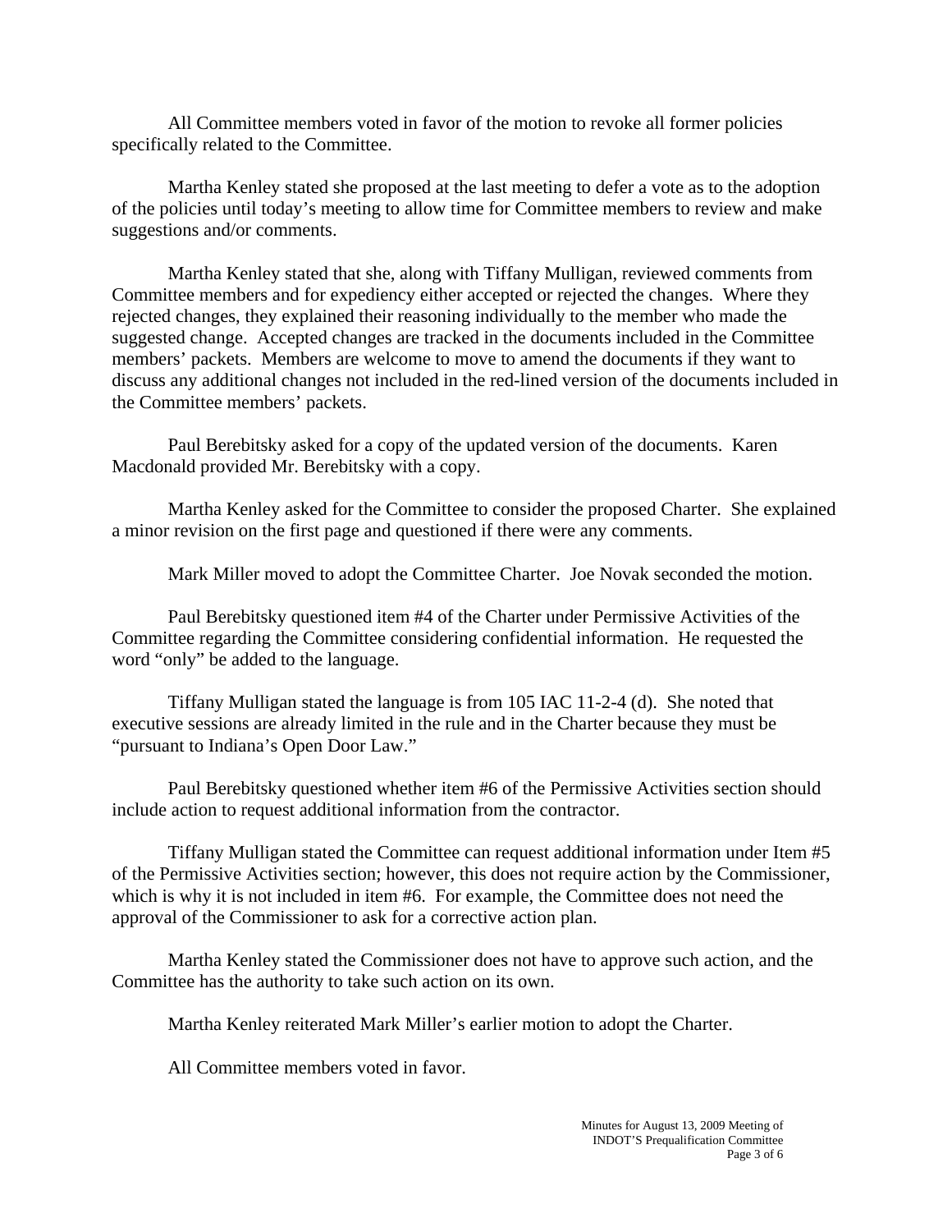All Committee members voted in favor of the motion to revoke all former policies specifically related to the Committee.

Martha Kenley stated she proposed at the last meeting to defer a vote as to the adoption of the policies until today's meeting to allow time for Committee members to review and make suggestions and/or comments.

Martha Kenley stated that she, along with Tiffany Mulligan, reviewed comments from Committee members and for expediency either accepted or rejected the changes. Where they rejected changes, they explained their reasoning individually to the member who made the suggested change. Accepted changes are tracked in the documents included in the Committee members' packets. Members are welcome to move to amend the documents if they want to discuss any additional changes not included in the red-lined version of the documents included in the Committee members' packets.

Paul Berebitsky asked for a copy of the updated version of the documents. Karen Macdonald provided Mr. Berebitsky with a copy.

Martha Kenley asked for the Committee to consider the proposed Charter. She explained a minor revision on the first page and questioned if there were any comments.

Mark Miller moved to adopt the Committee Charter. Joe Novak seconded the motion.

Paul Berebitsky questioned item #4 of the Charter under Permissive Activities of the Committee regarding the Committee considering confidential information. He requested the word "only" be added to the language.

Tiffany Mulligan stated the language is from 105 IAC 11-2-4 (d). She noted that executive sessions are already limited in the rule and in the Charter because they must be "pursuant to Indiana's Open Door Law."

Paul Berebitsky questioned whether item #6 of the Permissive Activities section should include action to request additional information from the contractor.

Tiffany Mulligan stated the Committee can request additional information under Item #5 of the Permissive Activities section; however, this does not require action by the Commissioner, which is why it is not included in item #6. For example, the Committee does not need the approval of the Commissioner to ask for a corrective action plan.

Martha Kenley stated the Commissioner does not have to approve such action, and the Committee has the authority to take such action on its own.

Martha Kenley reiterated Mark Miller's earlier motion to adopt the Charter.

All Committee members voted in favor.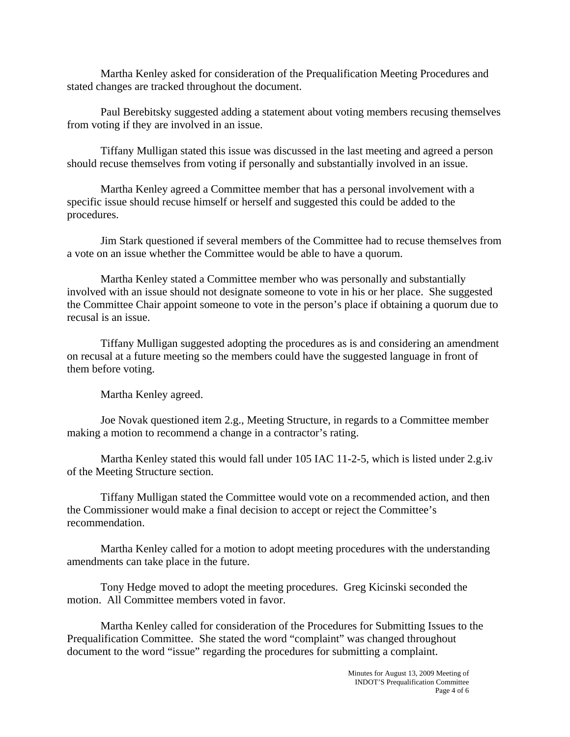Martha Kenley asked for consideration of the Prequalification Meeting Procedures and stated changes are tracked throughout the document.

Paul Berebitsky suggested adding a statement about voting members recusing themselves from voting if they are involved in an issue.

Tiffany Mulligan stated this issue was discussed in the last meeting and agreed a person should recuse themselves from voting if personally and substantially involved in an issue.

Martha Kenley agreed a Committee member that has a personal involvement with a specific issue should recuse himself or herself and suggested this could be added to the procedures.

Jim Stark questioned if several members of the Committee had to recuse themselves from a vote on an issue whether the Committee would be able to have a quorum.

Martha Kenley stated a Committee member who was personally and substantially involved with an issue should not designate someone to vote in his or her place. She suggested the Committee Chair appoint someone to vote in the person's place if obtaining a quorum due to recusal is an issue.

Tiffany Mulligan suggested adopting the procedures as is and considering an amendment on recusal at a future meeting so the members could have the suggested language in front of them before voting.

Martha Kenley agreed.

Joe Novak questioned item 2.g., Meeting Structure, in regards to a Committee member making a motion to recommend a change in a contractor's rating.

Martha Kenley stated this would fall under 105 IAC 11-2-5, which is listed under 2.g.iv of the Meeting Structure section.

Tiffany Mulligan stated the Committee would vote on a recommended action, and then the Commissioner would make a final decision to accept or reject the Committee's recommendation.

Martha Kenley called for a motion to adopt meeting procedures with the understanding amendments can take place in the future.

Tony Hedge moved to adopt the meeting procedures. Greg Kicinski seconded the motion. All Committee members voted in favor.

Martha Kenley called for consideration of the Procedures for Submitting Issues to the Prequalification Committee. She stated the word "complaint" was changed throughout document to the word "issue" regarding the procedures for submitting a complaint.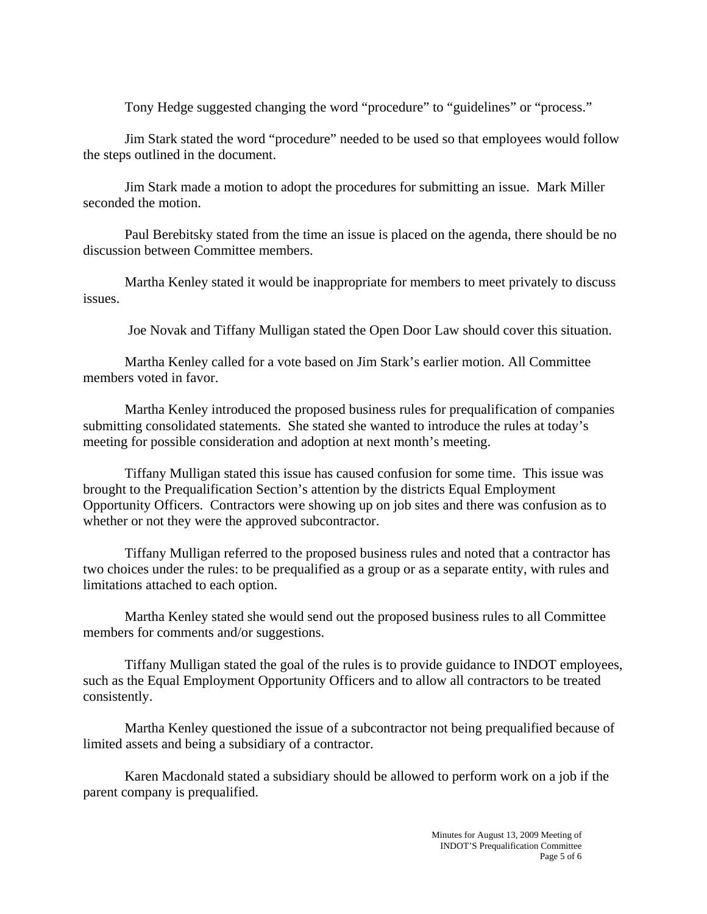Tony Hedge suggested changing the word "procedure" to "guidelines" or "process."

Jim Stark stated the word "procedure" needed to be used so that employees would follow the steps outlined in the document.

Jim Stark made a motion to adopt the procedures for submitting an issue. Mark Miller seconded the motion.

Paul Berebitsky stated from the time an issue is placed on the agenda, there should be no discussion between Committee members.

Martha Kenley stated it would be inappropriate for members to meet privately to discuss issues.

Joe Novak and Tiffany Mulligan stated the Open Door Law should cover this situation.

Martha Kenley called for a vote based on Jim Stark's earlier motion. All Committee members voted in favor.

Martha Kenley introduced the proposed business rules for prequalification of companies submitting consolidated statements. She stated she wanted to introduce the rules at today's meeting for possible consideration and adoption at next month's meeting.

Tiffany Mulligan stated this issue has caused confusion for some time. This issue was brought to the Prequalification Section's attention by the districts Equal Employment Opportunity Officers. Contractors were showing up on job sites and there was confusion as to whether or not they were the approved subcontractor.

Tiffany Mulligan referred to the proposed business rules and noted that a contractor has two choices under the rules: to be prequalified as a group or as a separate entity, with rules and limitations attached to each option.

Martha Kenley stated she would send out the proposed business rules to all Committee members for comments and/or suggestions.

Tiffany Mulligan stated the goal of the rules is to provide guidance to INDOT employees, such as the Equal Employment Opportunity Officers and to allow all contractors to be treated consistently.

Martha Kenley questioned the issue of a subcontractor not being prequalified because of limited assets and being a subsidiary of a contractor.

Karen Macdonald stated a subsidiary should be allowed to perform work on a job if the parent company is prequalified.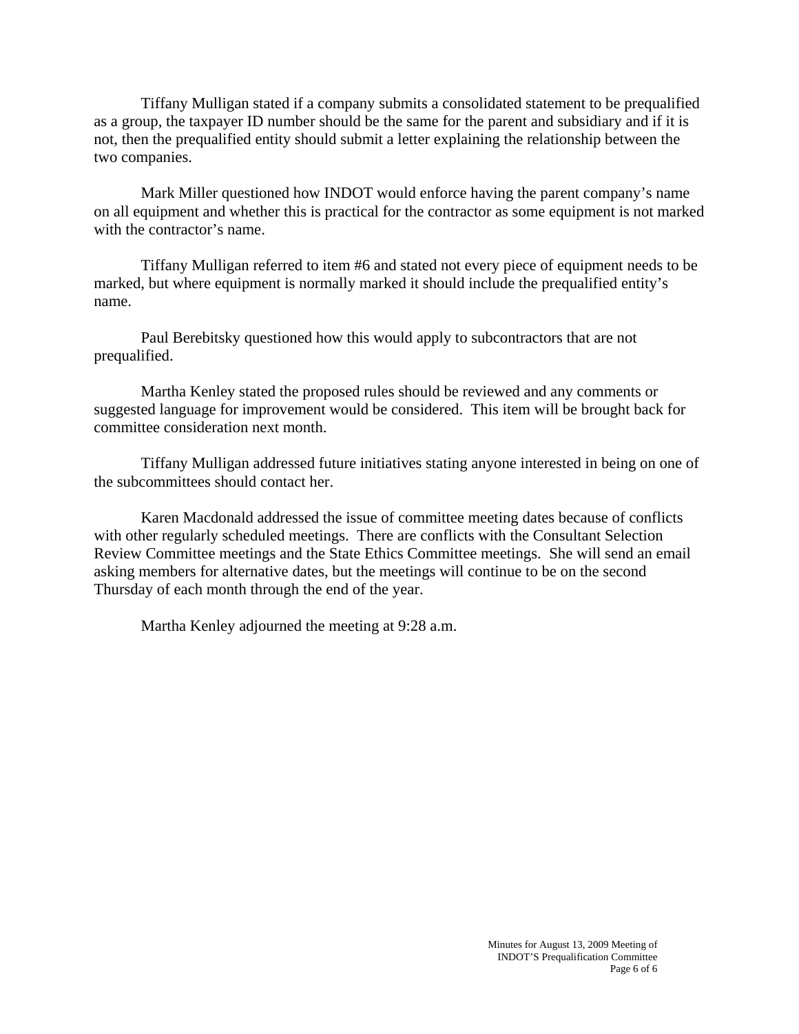Tiffany Mulligan stated if a company submits a consolidated statement to be prequalified as a group, the taxpayer ID number should be the same for the parent and subsidiary and if it is not, then the prequalified entity should submit a letter explaining the relationship between the two companies.

Mark Miller questioned how INDOT would enforce having the parent company's name on all equipment and whether this is practical for the contractor as some equipment is not marked with the contractor's name.

Tiffany Mulligan referred to item #6 and stated not every piece of equipment needs to be marked, but where equipment is normally marked it should include the prequalified entity's name.

Paul Berebitsky questioned how this would apply to subcontractors that are not prequalified.

Martha Kenley stated the proposed rules should be reviewed and any comments or suggested language for improvement would be considered. This item will be brought back for committee consideration next month.

Tiffany Mulligan addressed future initiatives stating anyone interested in being on one of the subcommittees should contact her.

Karen Macdonald addressed the issue of committee meeting dates because of conflicts with other regularly scheduled meetings. There are conflicts with the Consultant Selection Review Committee meetings and the State Ethics Committee meetings. She will send an email asking members for alternative dates, but the meetings will continue to be on the second Thursday of each month through the end of the year.

Martha Kenley adjourned the meeting at 9:28 a.m.